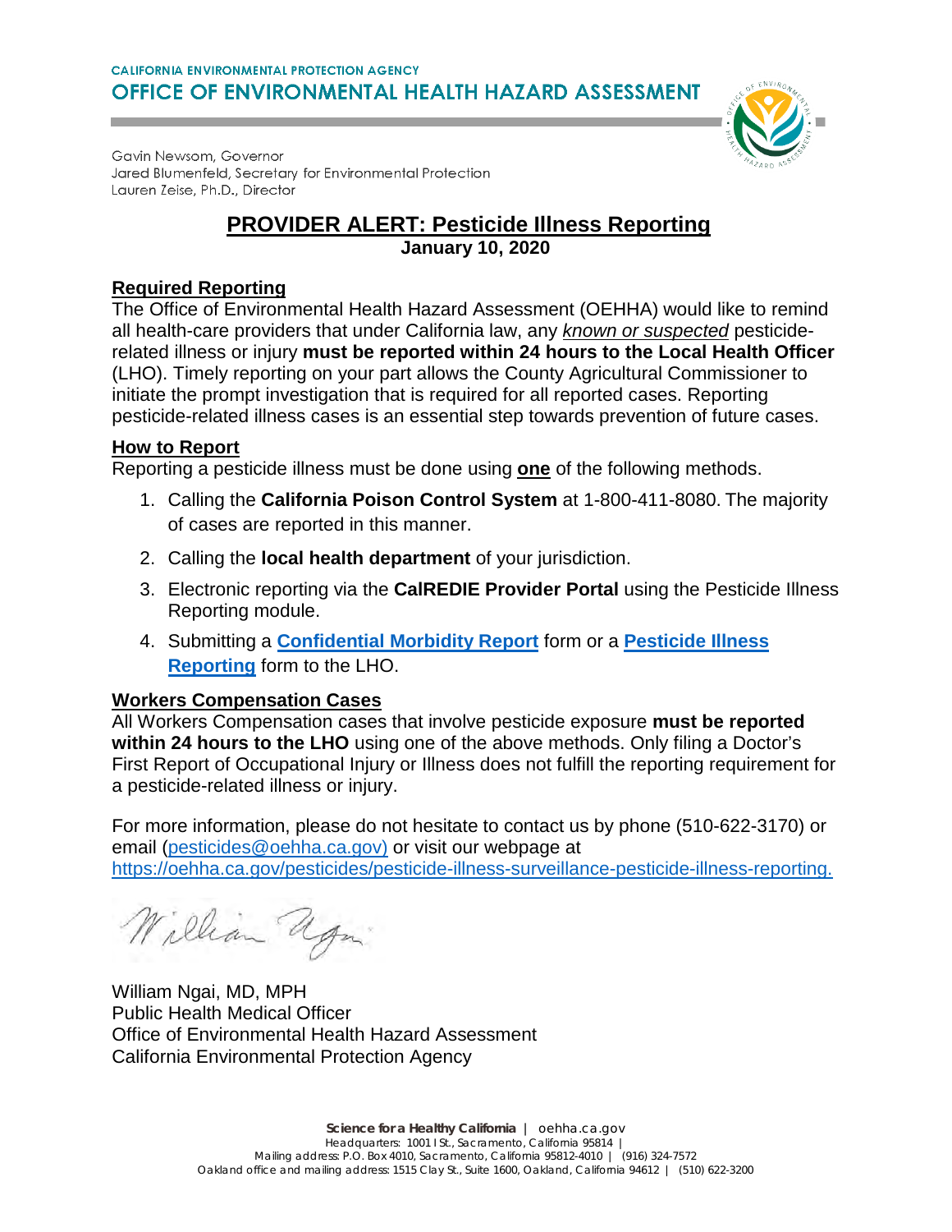CALIFORNIA ENVIRONMENTAL PROTECTION AGENCY

OFFICE OF ENVIRONMENTAL HEALTH HAZARD ASSESSMENT

Gavin Newsom, Governor
Jared Blumenfeld, Secretary for Environmental Protection
Lauren Zeise, Ph.D., Director

# PROVIDER ALERT: Pesticide Illness Reporting

**January 10, 2020**

## Required Reporting

The Office of Environmental Health Hazard Assessment (OEHHA) would like to remind all health-care providers that under California law, any *known or suspected* pesticide-related illness or injury **must be reported within 24 hours to the Local Health Officer** (LHO). Timely reporting on your part allows the County Agricultural Commissioner to initiate the prompt investigation that is required for all reported cases. Reporting pesticide-related illness cases is an essential step towards prevention of future cases.

## How to Report

Reporting a pesticide illness must be done using **one** of the following methods.

1. Calling the **California Poison Control System** at 1-800-411-8080. The majority of cases are reported in this manner.
2. Calling the **local health department** of your jurisdiction.
3. Electronic reporting via the **CalREDIE Provider Portal** using the Pesticide Illness Reporting module.
4. Submitting a **Confidential Morbidity Report** form or a **Pesticide Illness Reporting** form to the LHO.

## Workers Compensation Cases

All Workers Compensation cases that involve pesticide exposure **must be reported within 24 hours to the LHO** using one of the above methods. Only filing a Doctor's First Report of Occupational Injury or Illness does not fulfill the reporting requirement for a pesticide-related illness or injury.

For more information, please do not hesitate to contact us by phone (510-622-3170) or email (pesticides@oehha.ca.gov) or visit our webpage at https://oehha.ca.gov/pesticides/pesticide-illness-surveillance-pesticide-illness-reporting.

William Ngai, MD, MPH
Public Health Medical Officer
Office of Environmental Health Hazard Assessment
California Environmental Protection Agency

**Science for a Healthy California** | oehha.ca.gov
Headquarters: 1001 I St., Sacramento, California 95814 |
Mailing address: P.O. Box 4010, Sacramento, California 95812-4010 | (916) 324-7572
Oakland office and mailing address: 1515 Clay St., Suite 1600, Oakland, California 94612 | (510) 622-3200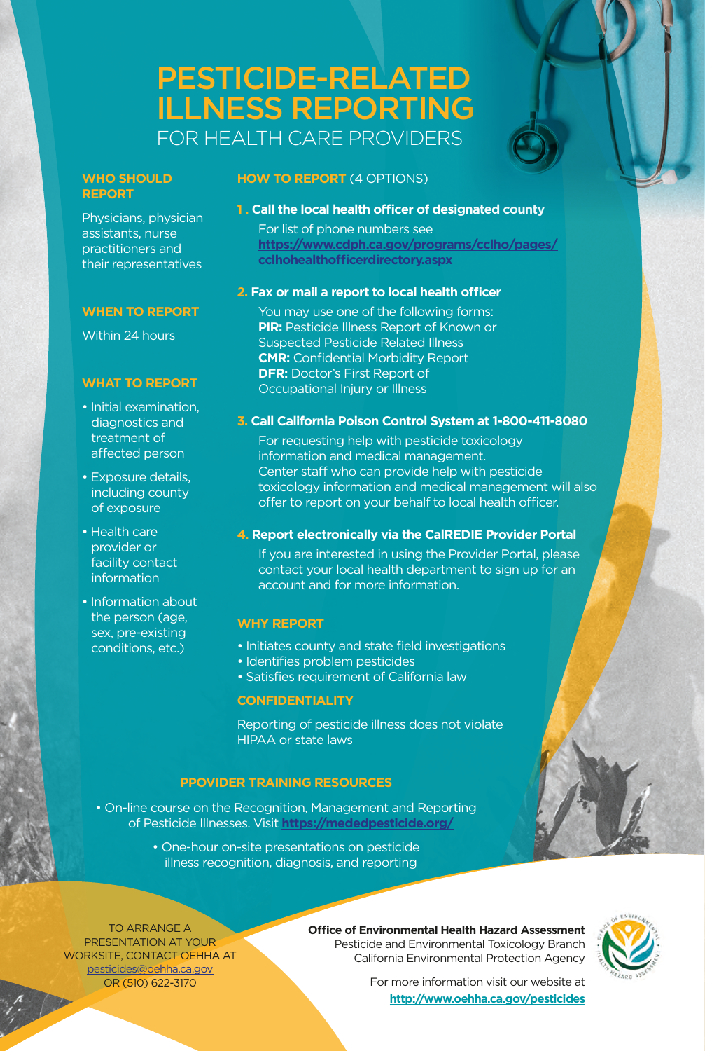# PESTICIDE-RELATED ILLNESS REPORTING

## FOR HEALTH CARE PROVIDERS

### WHO SHOULD REPORT

Physicians, physician assistants, nurse practitioners and their representatives

### WHEN TO REPORT

Within 24 hours

### WHAT TO REPORT

- Initial examination, diagnostics and treatment of affected person
- Exposure details, including county of exposure
- Health care provider or facility contact information
- Information about the person (age, sex, pre-existing conditions, etc.)

### HOW TO REPORT (4 OPTIONS)

**1. Call the local health officer of designated county**

For list of phone numbers see **https://www.cdph.ca.gov/programs/cclho/pages/cclhohealthofficerdirectory.aspx**

**2. Fax or mail a report to local health officer**

You may use one of the following forms:
**PIR:** Pesticide Illness Report of Known or Suspected Pesticide Related Illness
**CMR:** Confidential Morbidity Report
**DFR:** Doctor's First Report of Occupational Injury or Illness

**3. Call California Poison Control System at 1-800-411-8080**

For requesting help with pesticide toxicology information and medical management.
Center staff who can provide help with pesticide toxicology information and medical management will also offer to report on your behalf to local health officer.

**4. Report electronically via the CalREDIE Provider Portal**

If you are interested in using the Provider Portal, please contact your local health department to sign up for an account and for more information.

### WHY REPORT

- Initiates county and state field investigations
- Identifies problem pesticides
- Satisfies requirement of California law

### CONFIDENTIALITY

Reporting of pesticide illness does not violate HIPAA or state laws

### PPOVIDER TRAINING RESOURCES

- On-line course on the Recognition, Management and Reporting of Pesticide Illnesses. Visit **https://mededpesticide.org/**
- One-hour on-site presentations on pesticide illness recognition, diagnosis, and reporting

TO ARRANGE A PRESENTATION AT YOUR WORKSITE, CONTACT OEHHA AT pesticides@oehha.ca.gov OR (510) 622-3170

**Office of Environmental Health Hazard Assessment**
Pesticide and Environmental Toxicology Branch
California Environmental Protection Agency

For more information visit our website at **http://www.oehha.ca.gov/pesticides**